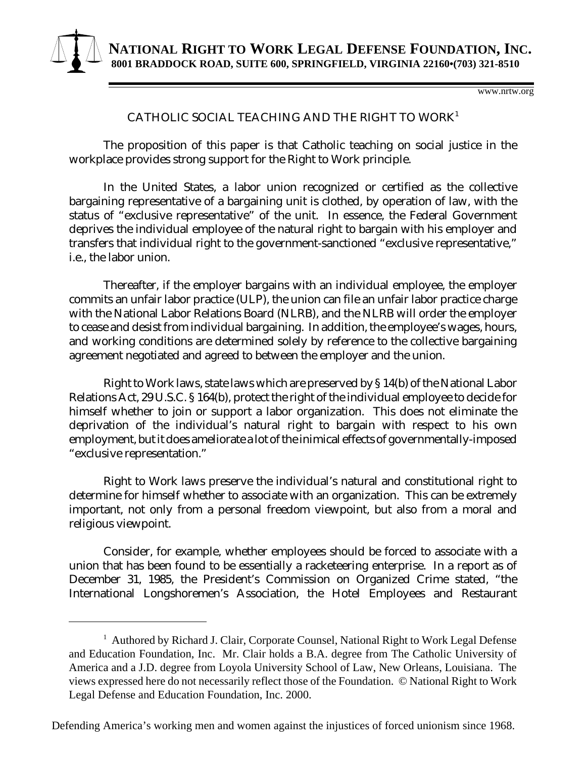**NATIONAL RIGHT TO WORK LEGAL DEFENSE FOUNDATION, INC.**
**8001 BRADDOCK ROAD, SUITE 600, SPRINGFIELD, VIRGINIA 22160•(703) 321-8510**

www.nrtw.org

# CATHOLIC SOCIAL TEACHING AND THE RIGHT TO WORK[1]

The proposition of this paper is that Catholic teaching on social justice in the workplace provides strong support for the Right to Work principle.

In the United States, a labor union recognized or certified as the collective bargaining representative of a bargaining unit is clothed, by operation of law, with the status of "exclusive representative" of the unit. In essence, the Federal Government deprives the individual employee of the natural right to bargain with his employer and transfers that individual right to the government-sanctioned "exclusive representative," i.e., the labor union.

Thereafter, if the employer bargains with an individual employee, the employer commits an unfair labor practice (ULP), the union can file an unfair labor practice charge with the National Labor Relations Board (NLRB), and the NLRB will order the employer to cease and desist from individual bargaining. In addition, the employee's wages, hours, and working conditions are determined solely by reference to the collective bargaining agreement negotiated and agreed to between the employer and the union.

Right to Work laws, state laws which are preserved by § 14(b) of the National Labor Relations Act, 29 U.S.C. § 164(b), protect the right of the individual employee to decide for himself whether to join or support a labor organization. This does not eliminate the deprivation of the individual's natural right to bargain with respect to his own employment, but it does ameliorate a lot of the inimical effects of governmentally-imposed "exclusive representation."

Right to Work laws preserve the individual's natural and constitutional right to determine for himself whether to associate with an organization. This can be extremely important, not only from a personal freedom viewpoint, but also from a moral and religious viewpoint.

Consider, for example, whether employees should be forced to associate with a union that has been found to be essentially a racketeering enterprise. In a report as of December 31, 1985, the President's Commission on Organized Crime stated, "the International Longshoremen's Association, the Hotel Employees and Restaurant

---

[1] Authored by Richard J. Clair, Corporate Counsel, National Right to Work Legal Defense and Education Foundation, Inc. Mr. Clair holds a B.A. degree from The Catholic University of America and a J.D. degree from Loyola University School of Law, New Orleans, Louisiana. The views expressed here do not necessarily reflect those of the Foundation. © National Right to Work Legal Defense and Education Foundation, Inc. 2000.

Defending America's working men and women against the injustices of forced unionism since 1968.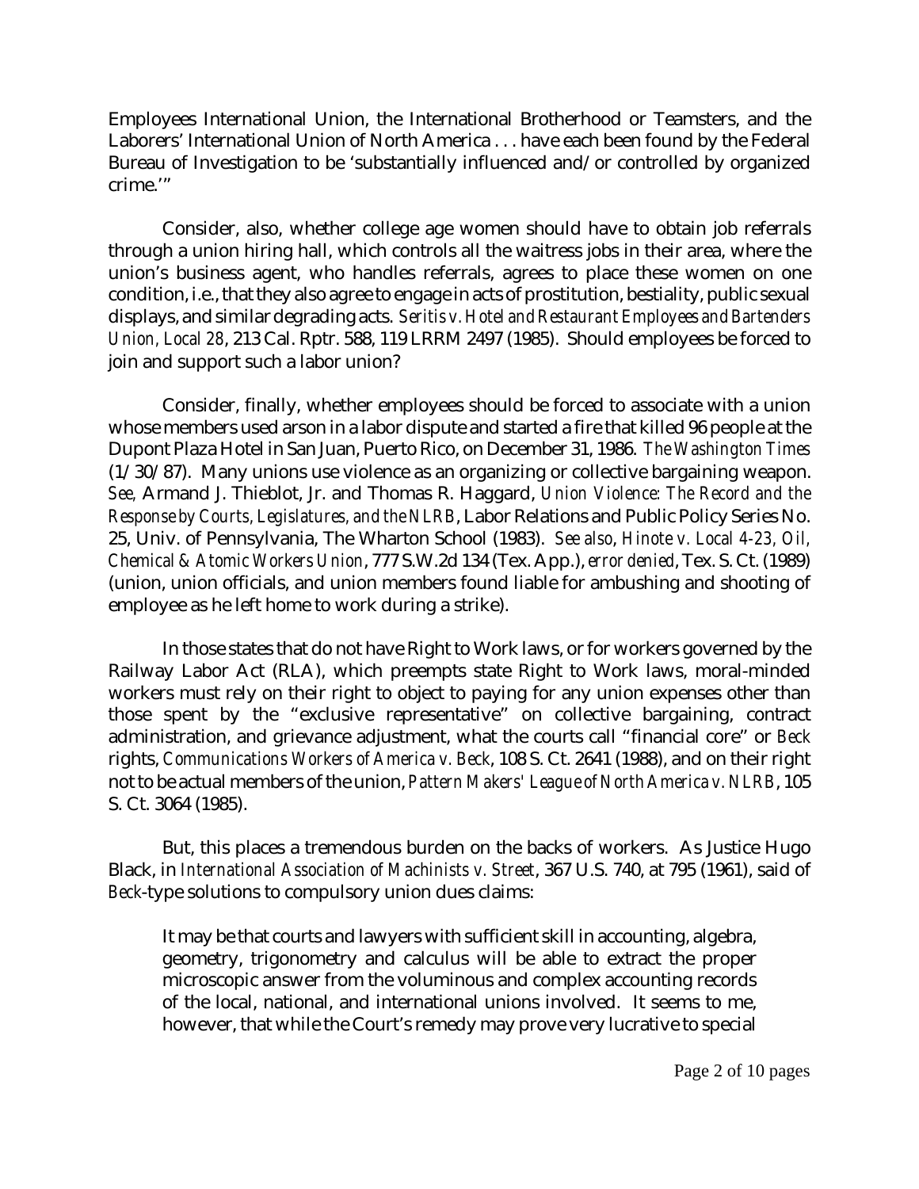Employees International Union, the International Brotherhood or Teamsters, and the Laborers' International Union of North America . . . have each been found by the Federal Bureau of Investigation to be 'substantially influenced and/or controlled by organized crime.'"

Consider, also, whether college age women should have to obtain job referrals through a union hiring hall, which controls all the waitress jobs in their area, where the union's business agent, who handles referrals, agrees to place these women on one condition, i.e., that they also agree to engage in acts of prostitution, bestiality, public sexual displays, and similar degrading acts. *Seritis v. Hotel and Restaurant Employees and Bartenders Union, Local 28*, 213 Cal. Rptr. 588, 119 LRRM 2497 (1985). Should employees be forced to join and support such a labor union?

Consider, finally, whether employees should be forced to associate with a union whose members used arson in a labor dispute and started a fire that killed 96 people at the Dupont Plaza Hotel in San Juan, Puerto Rico, on December 31, 1986. *The Washington Times* (1/30/87). Many unions use violence as an organizing or collective bargaining weapon. *See,* Armand J. Thieblot, Jr. and Thomas R. Haggard, *Union Violence: The Record and the Response by Courts, Legislatures, and the NLRB*, Labor Relations and Public Policy Series No. 25, Univ. of Pennsylvania, The Wharton School (1983). *See also*, *Hinote v. Local 4-23, Oil, Chemical & Atomic Workers Union*, 777 S.W.2d 134 (Tex. App.), *error denied*, Tex. S. Ct. (1989) (union, union officials, and union members found liable for ambushing and shooting of employee as he left home to work during a strike).

In those states that do not have Right to Work laws, or for workers governed by the Railway Labor Act (RLA), which preempts state Right to Work laws, moral-minded workers must rely on their right to object to paying for any union expenses other than those spent by the "exclusive representative" on collective bargaining, contract administration, and grievance adjustment, what the courts call "financial core" or *Beck* rights, *Communications Workers of America v. Beck*, 108 S. Ct. 2641 (1988), and on their right not to be actual members of the union, *Pattern Makers' League of North America v. NLRB*, 105 S. Ct. 3064 (1985).

But, this places a tremendous burden on the backs of workers. As Justice Hugo Black, in *International Association of Machinists v. Street*, 367 U.S. 740, at 795 (1961), said of *Beck*-type solutions to compulsory union dues claims:

> It may be that courts and lawyers with sufficient skill in accounting, algebra, geometry, trigonometry and calculus will be able to extract the proper microscopic answer from the voluminous and complex accounting records of the local, national, and international unions involved. It seems to me, however, that while the Court's remedy may prove very lucrative to special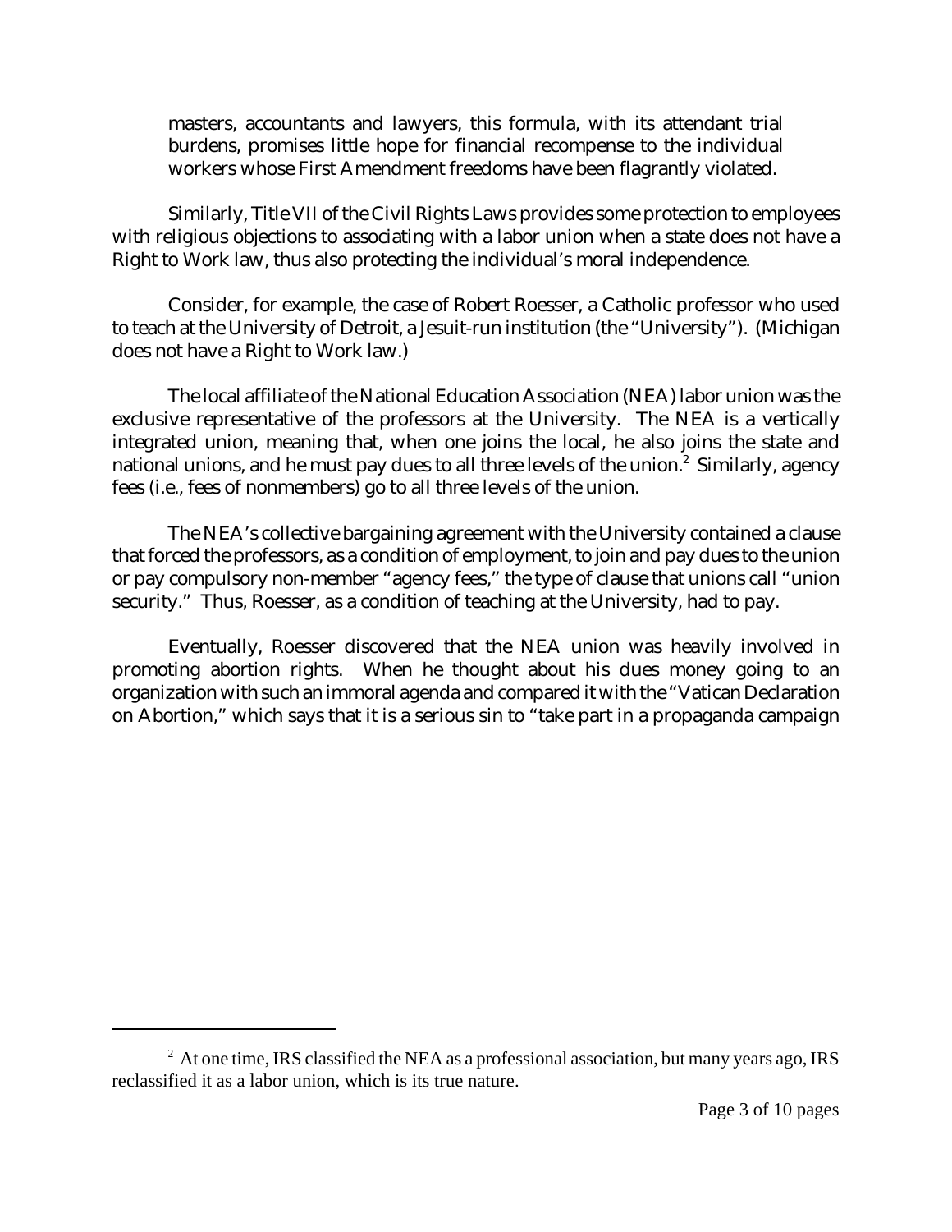masters, accountants and lawyers, this formula, with its attendant trial burdens, promises little hope for financial recompense to the individual workers whose First Amendment freedoms have been flagrantly violated.

Similarly, Title VII of the Civil Rights Laws provides some protection to employees with religious objections to associating with a labor union when a state does not have a Right to Work law, thus also protecting the individual's moral independence.

Consider, for example, the case of Robert Roesser, a Catholic professor who used to teach at the University of Detroit, a Jesuit-run institution (the "University"). (Michigan does not have a Right to Work law.)

The local affiliate of the National Education Association (NEA) labor union was the exclusive representative of the professors at the University. The NEA is a vertically integrated union, meaning that, when one joins the local, he also joins the state and national unions, and he must pay dues to all three levels of the union.[2] Similarly, agency fees (i.e., fees of nonmembers) go to all three levels of the union.

The NEA's collective bargaining agreement with the University contained a clause that forced the professors, as a condition of employment, to join and pay dues to the union or pay compulsory non-member "agency fees," the type of clause that unions call "union security." Thus, Roesser, as a condition of teaching at the University, had to pay.

Eventually, Roesser discovered that the NEA union was heavily involved in promoting abortion rights. When he thought about his dues money going to an organization with such an immoral agenda and compared it with the "Vatican Declaration on Abortion," which says that it is a serious sin to "take part in a propaganda campaign

---

[2] At one time, IRS classified the NEA as a professional association, but many years ago, IRS reclassified it as a labor union, which is its true nature.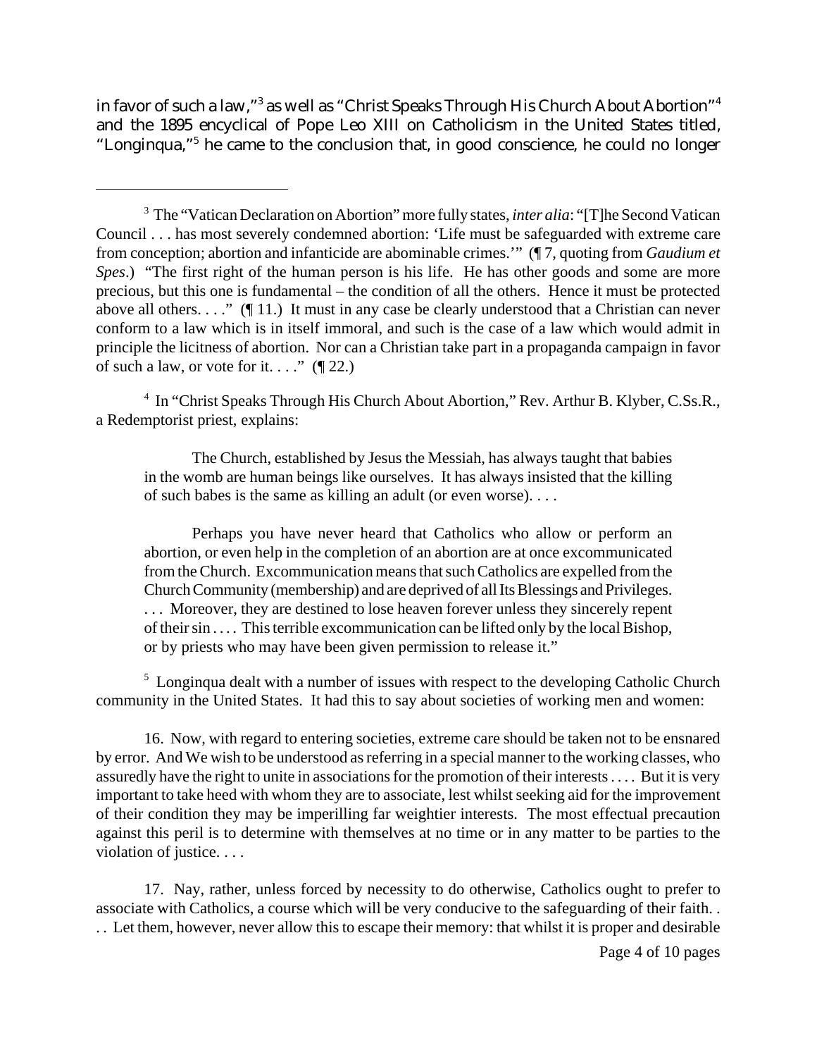in favor of such a law,"[3] as well as "Christ Speaks Through His Church About Abortion"[4] and the 1895 encyclical of Pope Leo XIII on Catholicism in the United States titled, "Longinqua,"[5] he came to the conclusion that, in good conscience, he could no longer

---

[3] The "Vatican Declaration on Abortion" more fully states, *inter alia*: "[T]he Second Vatican Council . . . has most severely condemned abortion: 'Life must be safeguarded with extreme care from conception; abortion and infanticide are abominable crimes.'" (¶ 7, quoting from *Gaudium et Spes*.) "The first right of the human person is his life. He has other goods and some are more precious, but this one is fundamental – the condition of all the others. Hence it must be protected above all others. . . ." (¶ 11.) It must in any case be clearly understood that a Christian can never conform to a law which is in itself immoral, and such is the case of a law which would admit in principle the licitness of abortion. Nor can a Christian take part in a propaganda campaign in favor of such a law, or vote for it. . . ." (¶ 22.)

[4] In "Christ Speaks Through His Church About Abortion," Rev. Arthur B. Klyber, C.Ss.R., a Redemptorist priest, explains:

> The Church, established by Jesus the Messiah, has always taught that babies in the womb are human beings like ourselves. It has always insisted that the killing of such babes is the same as killing an adult (or even worse). . . .
>
> Perhaps you have never heard that Catholics who allow or perform an abortion, or even help in the completion of an abortion are at once excommunicated from the Church. Excommunication means that such Catholics are expelled from the Church Community (membership) and are deprived of all Its Blessings and Privileges. . . . Moreover, they are destined to lose heaven forever unless they sincerely repent of their sin . . . . This terrible excommunication can be lifted only by the local Bishop, or by priests who may have been given permission to release it."

[5] Longinqua dealt with a number of issues with respect to the developing Catholic Church community in the United States. It had this to say about societies of working men and women:

16. Now, with regard to entering societies, extreme care should be taken not to be ensnared by error. And We wish to be understood as referring in a special manner to the working classes, who assuredly have the right to unite in associations for the promotion of their interests . . . . But it is very important to take heed with whom they are to associate, lest whilst seeking aid for the improvement of their condition they may be imperilling far weightier interests. The most effectual precaution against this peril is to determine with themselves at no time or in any matter to be parties to the violation of justice. . . .

17. Nay, rather, unless forced by necessity to do otherwise, Catholics ought to prefer to associate with Catholics, a course which will be very conducive to the safeguarding of their faith. . . . Let them, however, never allow this to escape their memory: that whilst it is proper and desirable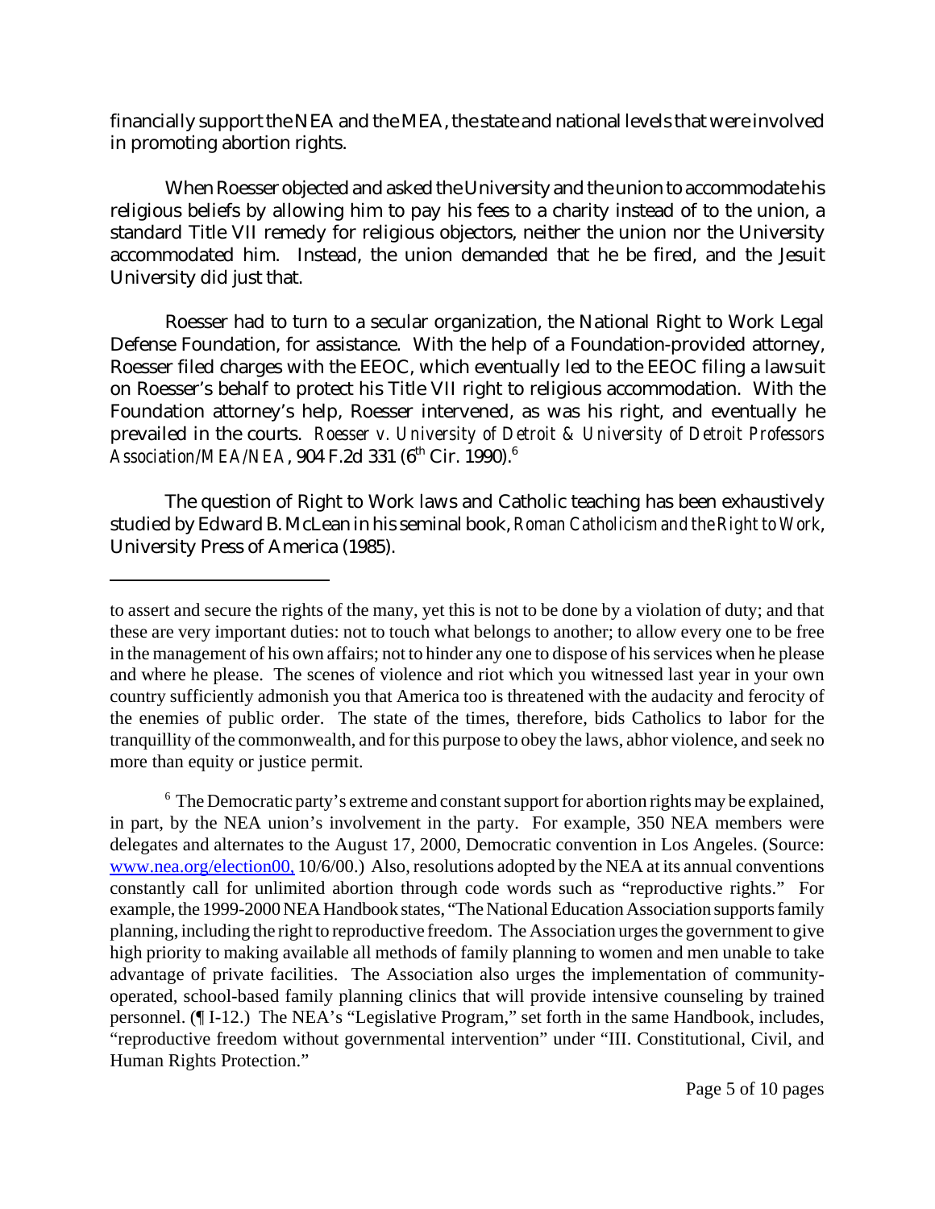financially support the NEA and the MEA, the state and national levels that were involved in promoting abortion rights.

When Roesser objected and asked the University and the union to accommodate his religious beliefs by allowing him to pay his fees to a charity instead of to the union, a standard Title VII remedy for religious objectors, neither the union nor the University accommodated him. Instead, the union demanded that he be fired, and the Jesuit University did just that.

Roesser had to turn to a secular organization, the National Right to Work Legal Defense Foundation, for assistance. With the help of a Foundation-provided attorney, Roesser filed charges with the EEOC, which eventually led to the EEOC filing a lawsuit on Roesser's behalf to protect his Title VII right to religious accommodation. With the Foundation attorney's help, Roesser intervened, as was his right, and eventually he prevailed in the courts. *Roesser v. University of Detroit & University of Detroit Professors Association/MEA/NEA*, 904 F.2d 331 (6th Cir. 1990).[6]

The question of Right to Work laws and Catholic teaching has been exhaustively studied by Edward B. McLean in his seminal book, *Roman Catholicism and the Right to Work*, University Press of America (1985).

---

to assert and secure the rights of the many, yet this is not to be done by a violation of duty; and that these are very important duties: not to touch what belongs to another; to allow every one to be free in the management of his own affairs; not to hinder any one to dispose of his services when he please and where he please. The scenes of violence and riot which you witnessed last year in your own country sufficiently admonish you that America too is threatened with the audacity and ferocity of the enemies of public order. The state of the times, therefore, bids Catholics to labor for the tranquillity of the commonwealth, and for this purpose to obey the laws, abhor violence, and seek no more than equity or justice permit.

[6] The Democratic party's extreme and constant support for abortion rights may be explained, in part, by the NEA union's involvement in the party. For example, 350 NEA members were delegates and alternates to the August 17, 2000, Democratic convention in Los Angeles. (Source: www.nea.org/election00, 10/6/00.) Also, resolutions adopted by the NEA at its annual conventions constantly call for unlimited abortion through code words such as "reproductive rights." For example, the 1999-2000 NEA Handbook states, "The National Education Association supports family planning, including the right to reproductive freedom. The Association urges the government to give high priority to making available all methods of family planning to women and men unable to take advantage of private facilities. The Association also urges the implementation of community-operated, school-based family planning clinics that will provide intensive counseling by trained personnel. (¶ I-12.) The NEA's "Legislative Program," set forth in the same Handbook, includes, "reproductive freedom without governmental intervention" under "III. Constitutional, Civil, and Human Rights Protection."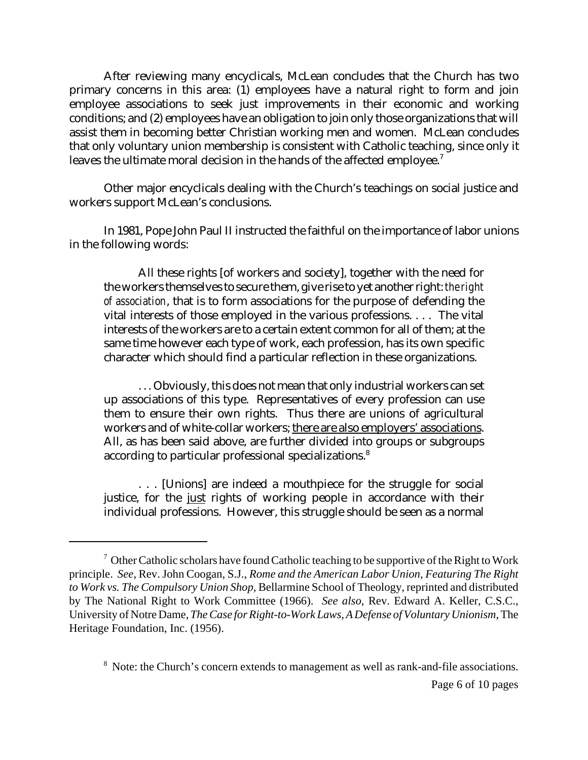After reviewing many encyclicals, McLean concludes that the Church has two primary concerns in this area: (1) employees have a natural right to form and join employee associations to seek just improvements in their economic and working conditions; and (2) employees have an obligation to join only those organizations that will assist them in becoming better Christian working men and women. McLean concludes that only voluntary union membership is consistent with Catholic teaching, since only it leaves the ultimate moral decision in the hands of the affected employee.[7]

Other major encyclicals dealing with the Church's teachings on social justice and workers support McLean's conclusions.

In 1981, Pope John Paul II instructed the faithful on the importance of labor unions in the following words:

> All these rights [of workers and society], together with the need for the workers themselves to secure them, give rise to yet another right: *the right of association*, that is to form associations for the purpose of defending the vital interests of those employed in the various professions. . . . The vital interests of the workers are to a certain extent common for all of them; at the same time however each type of work, each profession, has its own specific character which should find a particular reflection in these organizations.
>
> . . . Obviously, this does not mean that only industrial workers can set up associations of this type. Representatives of every profession can use them to ensure their own rights. Thus there are unions of agricultural workers and of white-collar workers; <u>there are also employers' associations</u>. All, as has been said above, are further divided into groups or subgroups according to particular professional specializations.[8]
>
> . . . [Unions] are indeed a mouthpiece for the struggle for social justice, for the <u>just</u> rights of working people in accordance with their individual professions. However, this struggle should be seen as a normal

---

[7] Other Catholic scholars have found Catholic teaching to be supportive of the Right to Work principle. *See*, Rev. John Coogan, S.J., *Rome and the American Labor Union, Featuring The Right to Work vs. The Compulsory Union Shop*, Bellarmine School of Theology, reprinted and distributed by The National Right to Work Committee (1966). *See also*, Rev. Edward A. Keller, C.S.C., University of Notre Dame, *The Case for Right-to-Work Laws, A Defense of Voluntary Unionism*, The Heritage Foundation, Inc. (1956).

[8] Note: the Church's concern extends to management as well as rank-and-file associations.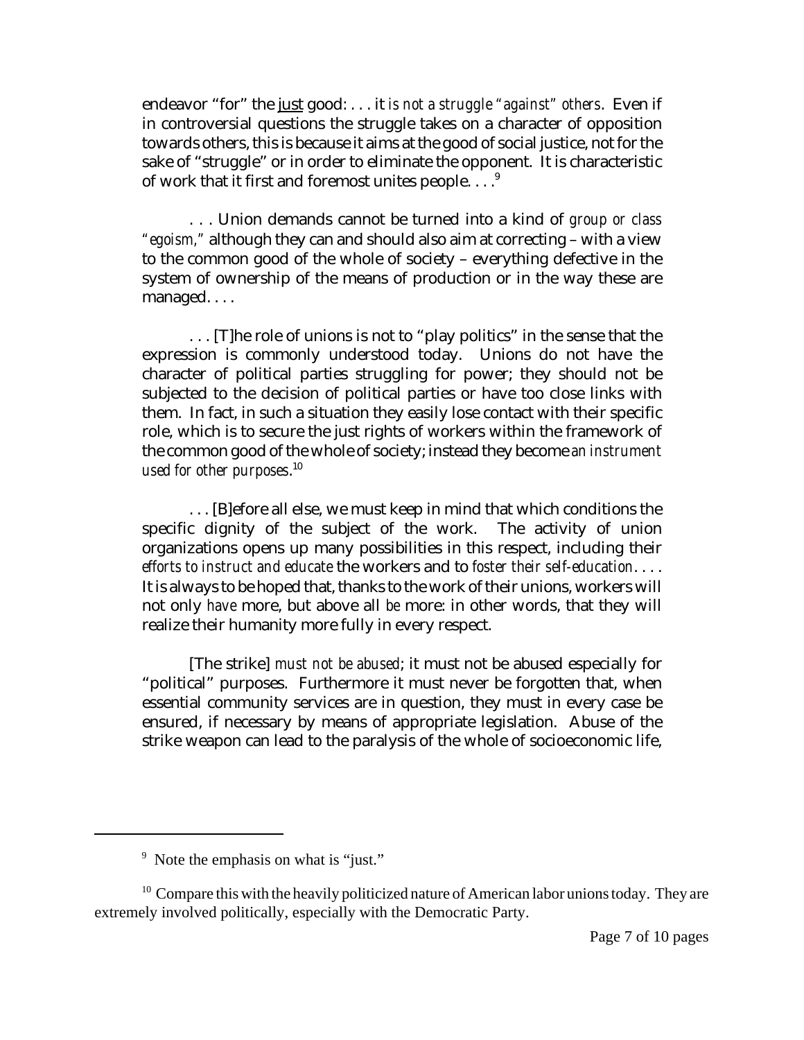endeavor "for" the <u>just</u> good: . . . it *is not a struggle "against" others*. Even if in controversial questions the struggle takes on a character of opposition towards others, this is because it aims at the good of social justice, not for the sake of "struggle" or in order to eliminate the opponent. It is characteristic of work that it first and foremost unites people. . . .[9]

. . . Union demands cannot be turned into a kind of *group or class "egoism,"* although they can and should also aim at correcting – with a view to the common good of the whole of society – everything defective in the system of ownership of the means of production or in the way these are managed. . . .

. . . [T]he role of unions is not to "play politics" in the sense that the expression is commonly understood today. Unions do not have the character of political parties struggling for power; they should not be subjected to the decision of political parties or have too close links with them. In fact, in such a situation they easily lose contact with their specific role, which is to secure the just rights of workers within the framework of the common good of the whole of society; instead they become *an instrument used for other purposes*.[10]

. . . [B]efore all else, we must keep in mind that which conditions the specific dignity of the subject of the work. The activity of union organizations opens up many possibilities in this respect, including their *efforts to instruct and educate* the workers and to *foster their self-education*. . . . It is always to be hoped that, thanks to the work of their unions, workers will not only *have* more, but above all *be* more: in other words, that they will realize their humanity more fully in every respect.

[The strike] *must not be abused*; it must not be abused especially for "political" purposes. Furthermore it must never be forgotten that, when essential community services are in question, they must in every case be ensured, if necessary by means of appropriate legislation. Abuse of the strike weapon can lead to the paralysis of the whole of socioeconomic life,

---

[9] Note the emphasis on what is "just."

[10] Compare this with the heavily politicized nature of American labor unions today. They are extremely involved politically, especially with the Democratic Party.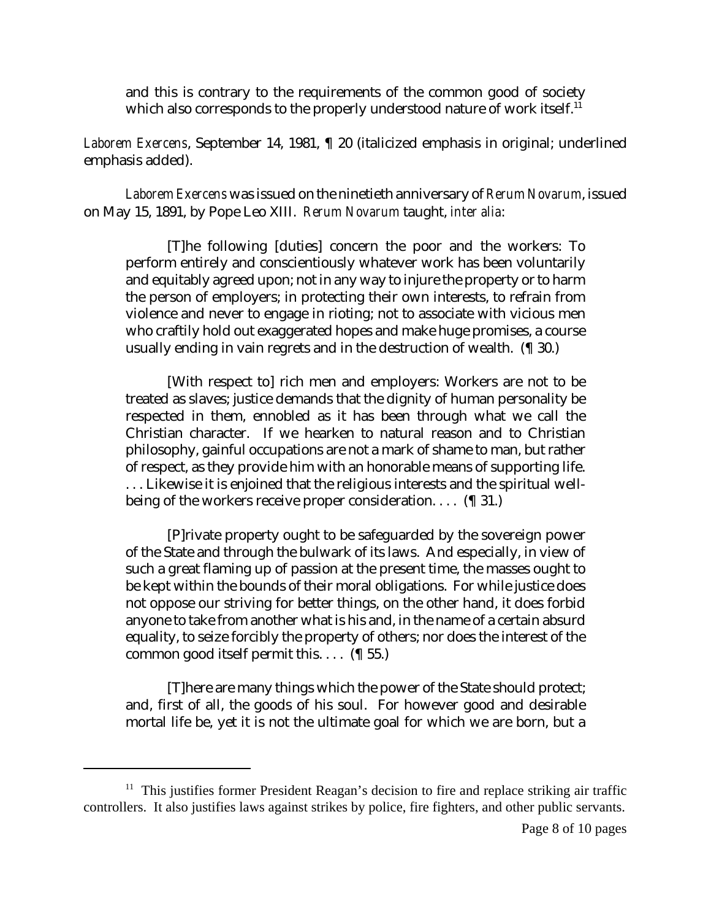> and this is contrary to the requirements of the common good of society which also corresponds to the properly understood nature of work itself.[11]

*Laborem Exercens*, September 14, 1981, ¶ 20 (italicized emphasis in original; underlined emphasis added).

*Laborem Exercens* was issued on the ninetieth anniversary of *Rerum Novarum*, issued on May 15, 1891, by Pope Leo XIII. *Rerum Novarum* taught, *inter alia*:

> [T]he following [duties] concern the poor and the workers: To perform entirely and conscientiously whatever work has been voluntarily and equitably agreed upon; not in any way to injure the property or to harm the person of employers; in protecting their own interests, to refrain from violence and never to engage in rioting; not to associate with vicious men who craftily hold out exaggerated hopes and make huge promises, a course usually ending in vain regrets and in the destruction of wealth. (¶ 30.)
>
> [With respect to] rich men and employers: Workers are not to be treated as slaves; justice demands that the dignity of human personality be respected in them, ennobled as it has been through what we call the Christian character. If we hearken to natural reason and to Christian philosophy, gainful occupations are not a mark of shame to man, but rather of respect, as they provide him with an honorable means of supporting life. . . . Likewise it is enjoined that the religious interests and the spiritual well-being of the workers receive proper consideration. . . . (¶ 31.)
>
> [P]rivate property ought to be safeguarded by the sovereign power of the State and through the bulwark of its laws. And especially, in view of such a great flaming up of passion at the present time, the masses ought to be kept within the bounds of their moral obligations. For while justice does not oppose our striving for better things, on the other hand, it does forbid anyone to take from another what is his and, in the name of a certain absurd equality, to seize forcibly the property of others; nor does the interest of the common good itself permit this. . . . (¶ 55.)
>
> [T]here are many things which the power of the State should protect; and, first of all, the goods of his soul. For however good and desirable mortal life be, yet it is not the ultimate goal for which we are born, but a

---

[11] This justifies former President Reagan's decision to fire and replace striking air traffic controllers. It also justifies laws against strikes by police, fire fighters, and other public servants.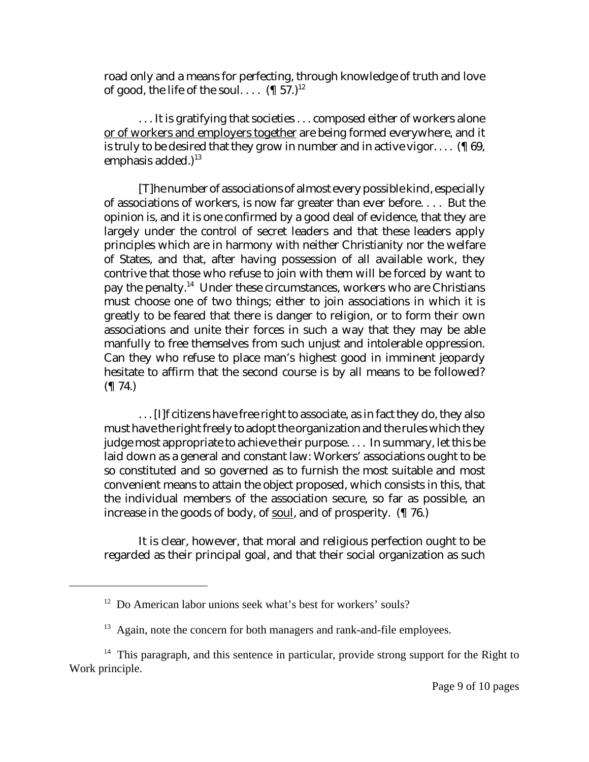road only and a means for perfecting, through knowledge of truth and love of good, the life of the soul. . . . (¶ 57.)[12]

. . . It is gratifying that societies . . . composed either of workers alone <u>or of workers and employers together</u> are being formed everywhere, and it is truly to be desired that they grow in number and in active vigor. . . . (¶ 69, emphasis added.)[13]

[T]he number of associations of almost every possible kind, especially of associations of workers, is now far greater than ever before. . . . But the opinion is, and it is one confirmed by a good deal of evidence, that they are largely under the control of secret leaders and that these leaders apply principles which are in harmony with neither Christianity nor the welfare of States, and that, after having possession of all available work, they contrive that those who refuse to join with them will be forced by want to pay the penalty.[14] Under these circumstances, workers who are Christians must choose one of two things; either to join associations in which it is greatly to be feared that there is danger to religion, or to form their own associations and unite their forces in such a way that they may be able manfully to free themselves from such unjust and intolerable oppression. Can they who refuse to place man's highest good in imminent jeopardy hesitate to affirm that the second course is by all means to be followed? (¶ 74.)

. . . [I]f citizens have free right to associate, as in fact they do, they also must have the right freely to adopt the organization and the rules which they judge most appropriate to achieve their purpose. . . . In summary, let this be laid down as a general and constant law: Workers' associations ought to be so constituted and so governed as to furnish the most suitable and most convenient means to attain the object proposed, which consists in this, that the individual members of the association secure, so far as possible, an increase in the goods of body, of <u>soul</u>, and of prosperity. (¶ 76.)

It is clear, however, that moral and religious perfection ought to be regarded as their principal goal, and that their social organization as such

---

[12] Do American labor unions seek what's best for workers' souls?

[13] Again, note the concern for both managers and rank-and-file employees.

[14] This paragraph, and this sentence in particular, provide strong support for the Right to Work principle.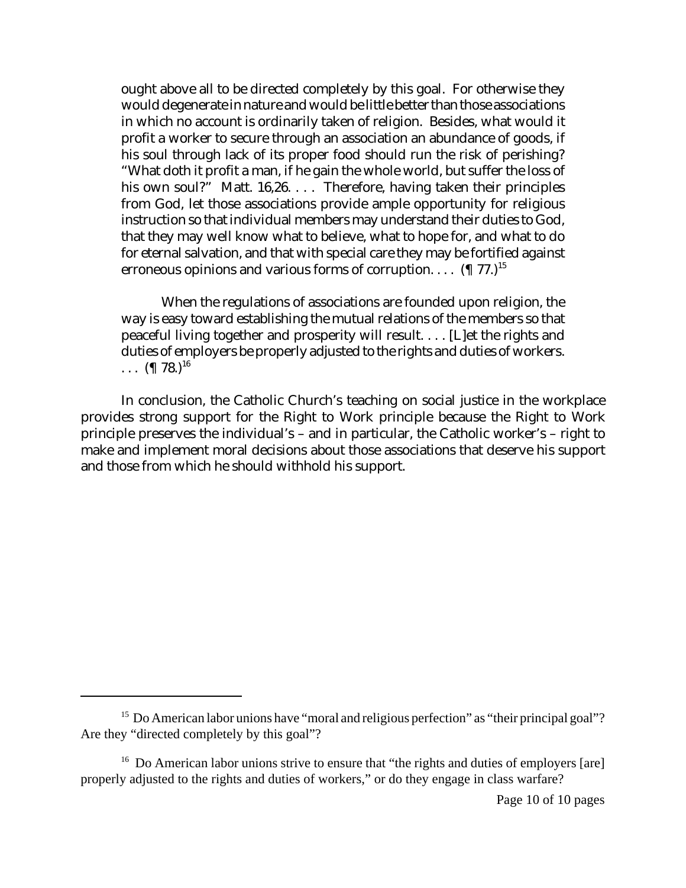> ought above all to be directed completely by this goal. For otherwise they would degenerate in nature and would be little better than those associations in which no account is ordinarily taken of religion. Besides, what would it profit a worker to secure through an association an abundance of goods, if his soul through lack of its proper food should run the risk of perishing? "What doth it profit a man, if he gain the whole world, but suffer the loss of his own soul?" Matt. 16,26. . . . Therefore, having taken their principles from God, let those associations provide ample opportunity for religious instruction so that individual members may understand their duties to God, that they may well know what to believe, what to hope for, and what to do for eternal salvation, and that with special care they may be fortified against erroneous opinions and various forms of corruption. . . . (¶ 77.)[15]
>
> When the regulations of associations are founded upon religion, the way is easy toward establishing the mutual relations of the members so that peaceful living together and prosperity will result. . . . [L]et the rights and duties of employers be properly adjusted to the rights and duties of workers. . . . (¶ 78.)[16]

In conclusion, the Catholic Church's teaching on social justice in the workplace provides strong support for the Right to Work principle because the Right to Work principle preserves the individual's – and in particular, the Catholic worker's – right to make and implement moral decisions about those associations that deserve his support and those from which he should withhold his support.

---

[15] Do American labor unions have "moral and religious perfection" as "their principal goal"? Are they "directed completely by this goal"?

[16] Do American labor unions strive to ensure that "the rights and duties of employers [are] properly adjusted to the rights and duties of workers," or do they engage in class warfare?